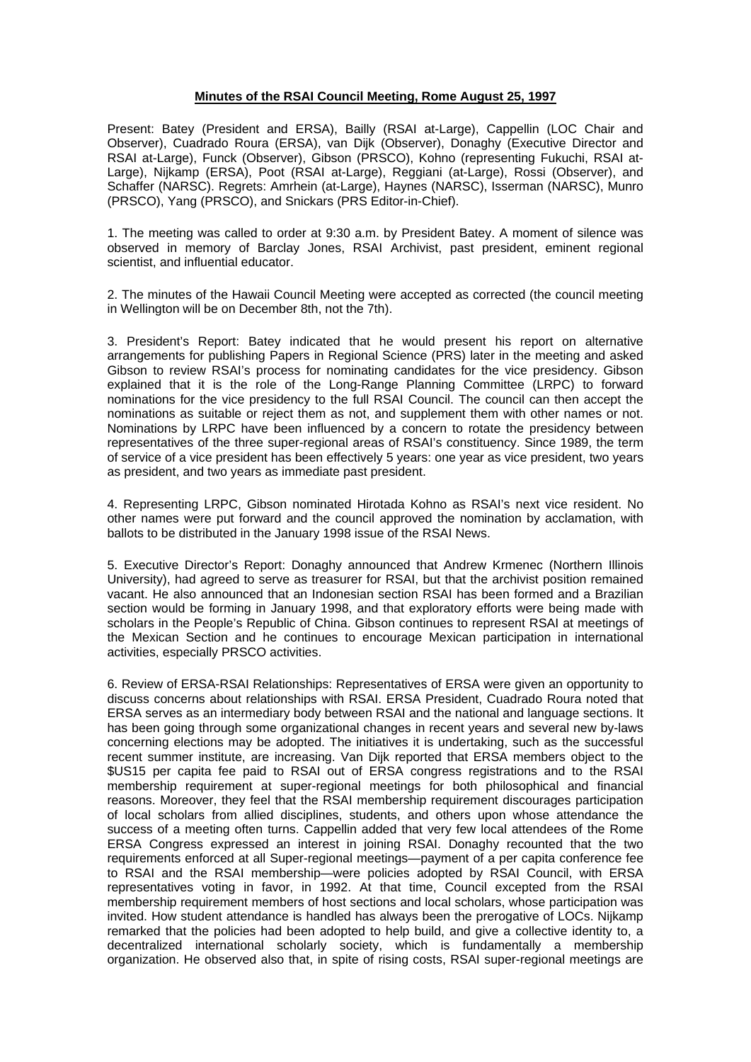**Minutes of the RSAI Council Meeting, Rome August 25, 1997**

Present: Batey (President and ERSA), Bailly (RSAI at-Large), Cappellin (LOC Chair and Observer), Cuadrado Roura (ERSA), van Dijk (Observer), Donaghy (Executive Director and RSAI at-Large), Funck (Observer), Gibson (PRSCO), Kohno (representing Fukuchi, RSAI at-Large), Nijkamp (ERSA), Poot (RSAI at-Large), Reggiani (at-Large), Rossi (Observer), and Schaffer (NARSC). Regrets: Amrhein (at-Large), Haynes (NARSC), Isserman (NARSC), Munro (PRSCO), Yang (PRSCO), and Snickars (PRS Editor-in-Chief).

1. The meeting was called to order at 9:30 a.m. by President Batey. A moment of silence was observed in memory of Barclay Jones, RSAI Archivist, past president, eminent regional scientist, and influential educator.

2. The minutes of the Hawaii Council Meeting were accepted as corrected (the council meeting in Wellington will be on December 8th, not the 7th).

3. President's Report: Batey indicated that he would present his report on alternative arrangements for publishing Papers in Regional Science (PRS) later in the meeting and asked Gibson to review RSAI's process for nominating candidates for the vice presidency. Gibson explained that it is the role of the Long-Range Planning Committee (LRPC) to forward nominations for the vice presidency to the full RSAI Council. The council can then accept the nominations as suitable or reject them as not, and supplement them with other names or not. Nominations by LRPC have been influenced by a concern to rotate the presidency between representatives of the three super-regional areas of RSAI's constituency. Since 1989, the term of service of a vice president has been effectively 5 years: one year as vice president, two years as president, and two years as immediate past president.

4. Representing LRPC, Gibson nominated Hirotada Kohno as RSAI's next vice resident. No other names were put forward and the council approved the nomination by acclamation, with ballots to be distributed in the January 1998 issue of the RSAI News.

5. Executive Director's Report: Donaghy announced that Andrew Krmenec (Northern Illinois University), had agreed to serve as treasurer for RSAI, but that the archivist position remained vacant. He also announced that an Indonesian section RSAI has been formed and a Brazilian section would be forming in January 1998, and that exploratory efforts were being made with scholars in the People's Republic of China. Gibson continues to represent RSAI at meetings of the Mexican Section and he continues to encourage Mexican participation in international activities, especially PRSCO activities.

6. Review of ERSA-RSAI Relationships: Representatives of ERSA were given an opportunity to discuss concerns about relationships with RSAI. ERSA President, Cuadrado Roura noted that ERSA serves as an intermediary body between RSAI and the national and language sections. It has been going through some organizational changes in recent years and several new by-laws concerning elections may be adopted. The initiatives it is undertaking, such as the successful recent summer institute, are increasing. Van Dijk reported that ERSA members object to the $US15 per capita fee paid to RSAI out of ERSA congress registrations and to the RSAI membership requirement at super-regional meetings for both philosophical and financial reasons. Moreover, they feel that the RSAI membership requirement discourages participation of local scholars from allied disciplines, students, and others upon whose attendance the success of a meeting often turns. Cappellin added that very few local attendees of the Rome ERSA Congress expressed an interest in joining RSAI. Donaghy recounted that the two requirements enforced at all Super-regional meetings—payment of a per capita conference fee to RSAI and the RSAI membership—were policies adopted by RSAI Council, with ERSA representatives voting in favor, in 1992. At that time, Council excepted from the RSAI membership requirement members of host sections and local scholars, whose participation was invited. How student attendance is handled has always been the prerogative of LOCs. Nijkamp remarked that the policies had been adopted to help build, and give a collective identity to, a decentralized international scholarly society, which is fundamentally a membership organization. He observed also that, in spite of rising costs, RSAI super-regional meetings are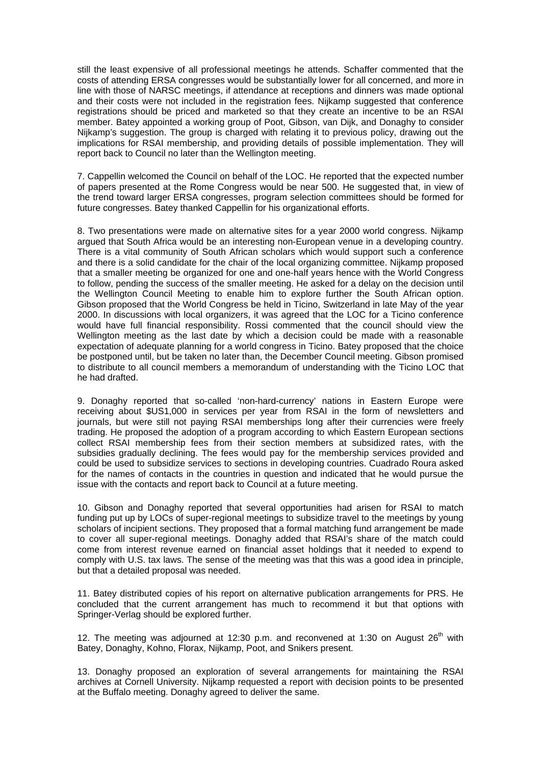still the least expensive of all professional meetings he attends. Schaffer commented that the costs of attending ERSA congresses would be substantially lower for all concerned, and more in line with those of NARSC meetings, if attendance at receptions and dinners was made optional and their costs were not included in the registration fees. Nijkamp suggested that conference registrations should be priced and marketed so that they create an incentive to be an RSAI member. Batey appointed a working group of Poot, Gibson, van Dijk, and Donaghy to consider Nijkamp's suggestion. The group is charged with relating it to previous policy, drawing out the implications for RSAI membership, and providing details of possible implementation. They will report back to Council no later than the Wellington meeting.

7. Cappellin welcomed the Council on behalf of the LOC. He reported that the expected number of papers presented at the Rome Congress would be near 500. He suggested that, in view of the trend toward larger ERSA congresses, program selection committees should be formed for future congresses. Batey thanked Cappellin for his organizational efforts.

8. Two presentations were made on alternative sites for a year 2000 world congress. Nijkamp argued that South Africa would be an interesting non-European venue in a developing country. There is a vital community of South African scholars which would support such a conference and there is a solid candidate for the chair of the local organizing committee. Nijkamp proposed that a smaller meeting be organized for one and one-half years hence with the World Congress to follow, pending the success of the smaller meeting. He asked for a delay on the decision until the Wellington Council Meeting to enable him to explore further the South African option. Gibson proposed that the World Congress be held in Ticino, Switzerland in late May of the year 2000. In discussions with local organizers, it was agreed that the LOC for a Ticino conference would have full financial responsibility. Rossi commented that the council should view the Wellington meeting as the last date by which a decision could be made with a reasonable expectation of adequate planning for a world congress in Ticino. Batey proposed that the choice be postponed until, but be taken no later than, the December Council meeting. Gibson promised to distribute to all council members a memorandum of understanding with the Ticino LOC that he had drafted.

9. Donaghy reported that so-called 'non-hard-currency' nations in Eastern Europe were receiving about $US1,000 in services per year from RSAI in the form of newsletters and journals, but were still not paying RSAI memberships long after their currencies were freely trading. He proposed the adoption of a program according to which Eastern European sections collect RSAI membership fees from their section members at subsidized rates, with the subsidies gradually declining. The fees would pay for the membership services provided and could be used to subsidize services to sections in developing countries. Cuadrado Roura asked for the names of contacts in the countries in question and indicated that he would pursue the issue with the contacts and report back to Council at a future meeting.

10. Gibson and Donaghy reported that several opportunities had arisen for RSAI to match funding put up by LOCs of super-regional meetings to subsidize travel to the meetings by young scholars of incipient sections. They proposed that a formal matching fund arrangement be made to cover all super-regional meetings. Donaghy added that RSAI's share of the match could come from interest revenue earned on financial asset holdings that it needed to expend to comply with U.S. tax laws. The sense of the meeting was that this was a good idea in principle, but that a detailed proposal was needed.

11. Batey distributed copies of his report on alternative publication arrangements for PRS. He concluded that the current arrangement has much to recommend it but that options with Springer-Verlag should be explored further.

12. The meeting was adjourned at 12:30 p.m. and reconvened at 1:30 on August 26th with Batey, Donaghy, Kohno, Florax, Nijkamp, Poot, and Snikers present.

13. Donaghy proposed an exploration of several arrangements for maintaining the RSAI archives at Cornell University. Nijkamp requested a report with decision points to be presented at the Buffalo meeting. Donaghy agreed to deliver the same.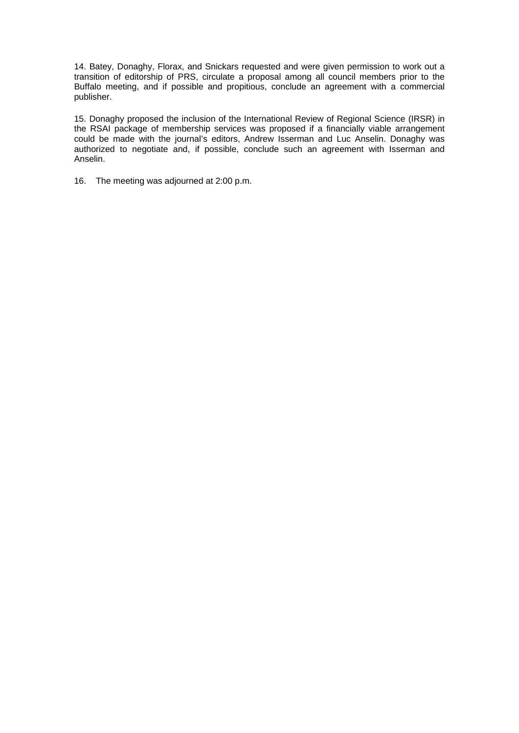14. Batey, Donaghy, Florax, and Snickars requested and were given permission to work out a transition of editorship of PRS, circulate a proposal among all council members prior to the Buffalo meeting, and if possible and propitious, conclude an agreement with a commercial publisher.

15. Donaghy proposed the inclusion of the International Review of Regional Science (IRSR) in the RSAI package of membership services was proposed if a financially viable arrangement could be made with the journal's editors, Andrew Isserman and Luc Anselin. Donaghy was authorized to negotiate and, if possible, conclude such an agreement with Isserman and Anselin.

16. The meeting was adjourned at 2:00 p.m.